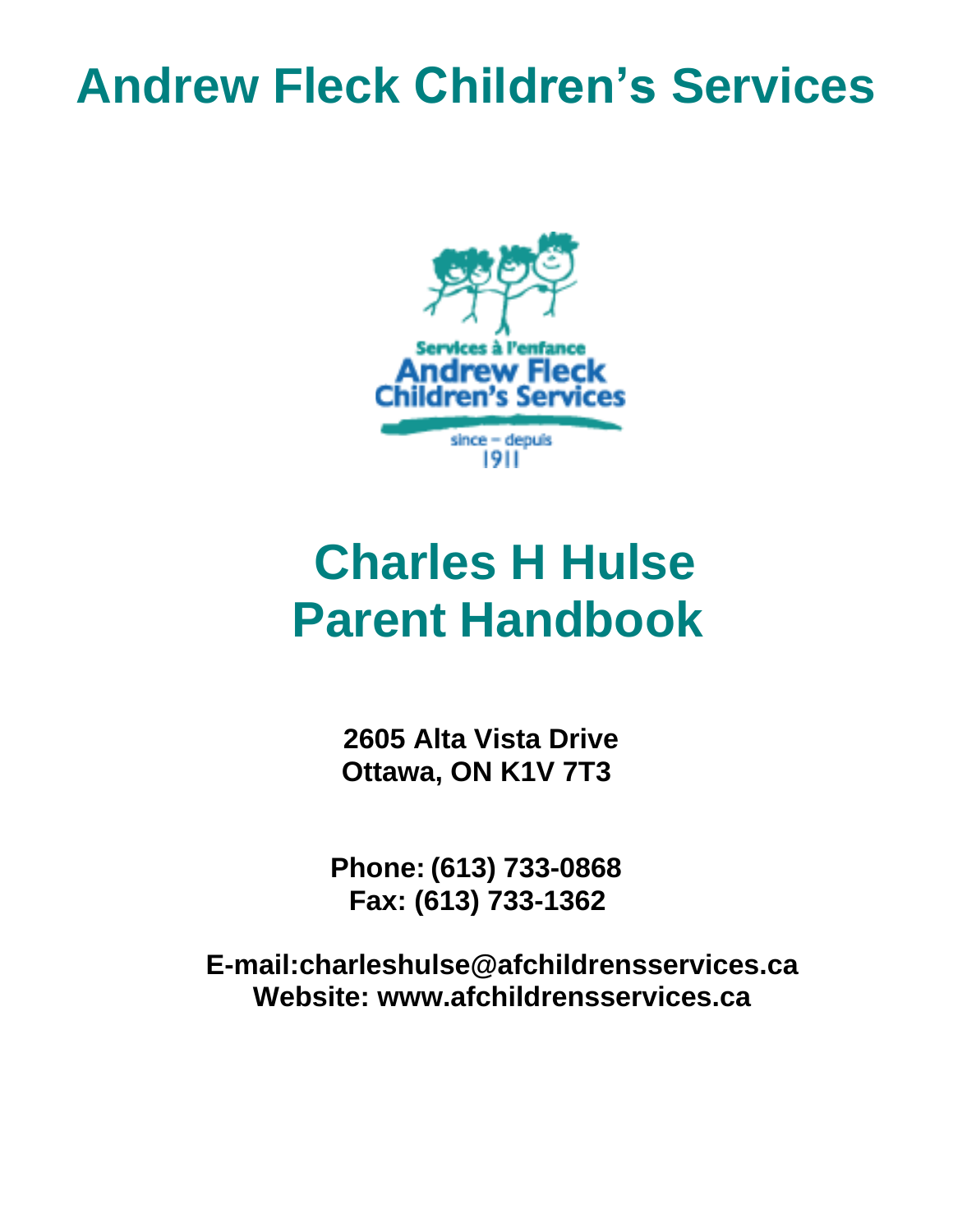# Andrew Fleck Children's Services

# Charles H Hulse Parent Handbook

**2605 Alta Vista Drive**
**Ottawa, ON K1V 7T3**

**Phone: (613) 733-0868**
**Fax: (613) 733-1362**

**E-mail:charleshulse@afchildrensservices.ca**
**Website: www.afchildrensservices.ca**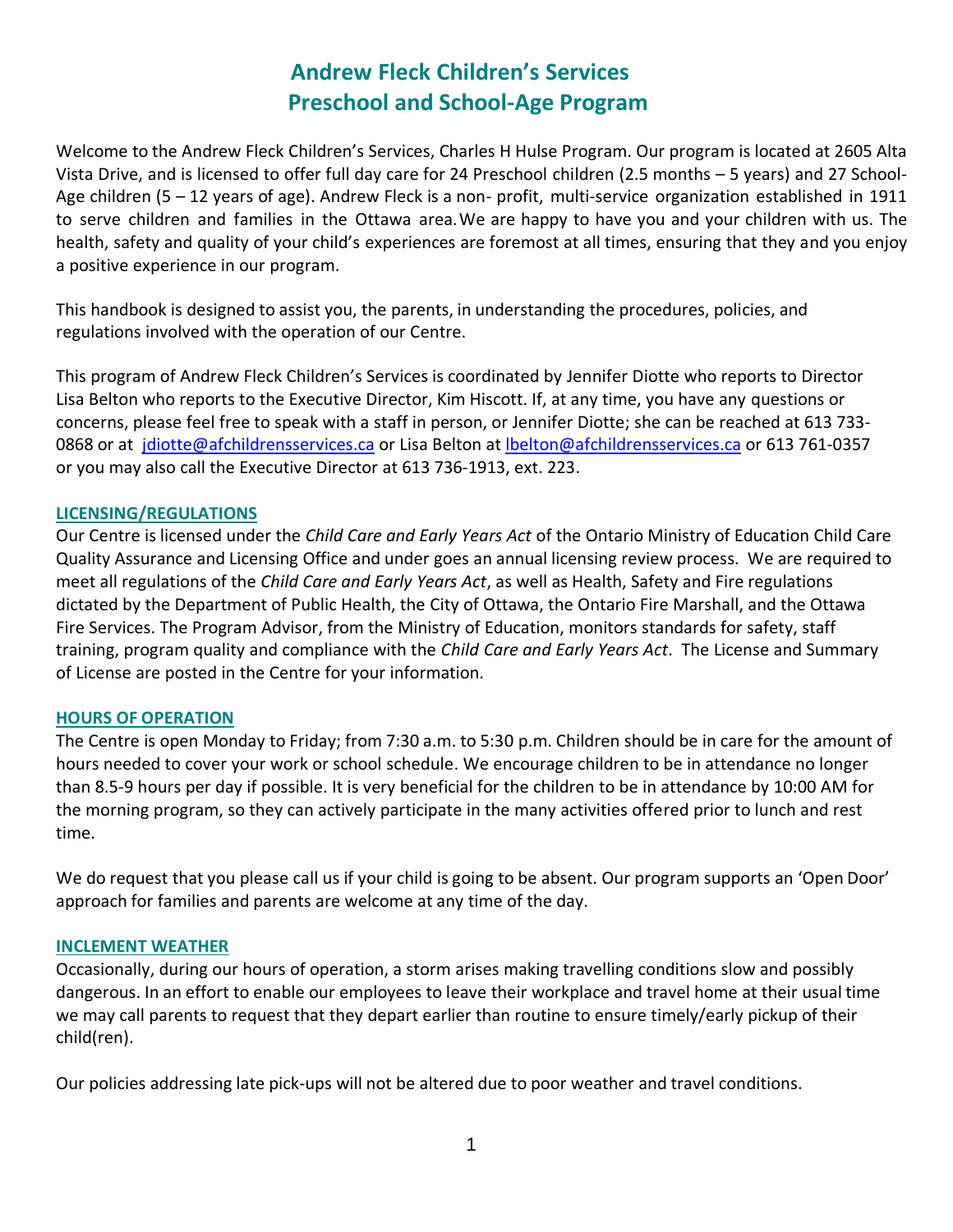# Andrew Fleck Children's Services
# Preschool and School-Age Program

Welcome to the Andrew Fleck Children's Services, Charles H Hulse Program. Our program is located at 2605 Alta Vista Drive, and is licensed to offer full day care for 24 Preschool children (2.5 months – 5 years) and 27 School-Age children (5 – 12 years of age). Andrew Fleck is a non- profit, multi-service organization established in 1911 to serve children and families in the Ottawa area. We are happy to have you and your children with us. The health, safety and quality of your child's experiences are foremost at all times, ensuring that they and you enjoy a positive experience in our program.

This handbook is designed to assist you, the parents, in understanding the procedures, policies, and regulations involved with the operation of our Centre.

This program of Andrew Fleck Children's Services is coordinated by Jennifer Diotte who reports to Director Lisa Belton who reports to the Executive Director, Kim Hiscott. If, at any time, you have any questions or concerns, please feel free to speak with a staff in person, or Jennifer Diotte; she can be reached at 613 733-0868 or at jdiotte@afchildrensservices.ca or Lisa Belton at lbelton@afchildrensservices.ca or 613 761-0357 or you may also call the Executive Director at 613 736-1913, ext. 223.

## LICENSING/REGULATIONS

Our Centre is licensed under the *Child Care and Early Years Act* of the Ontario Ministry of Education Child Care Quality Assurance and Licensing Office and under goes an annual licensing review process. We are required to meet all regulations of the *Child Care and Early Years Act*, as well as Health, Safety and Fire regulations dictated by the Department of Public Health, the City of Ottawa, the Ontario Fire Marshall, and the Ottawa Fire Services. The Program Advisor, from the Ministry of Education, monitors standards for safety, staff training, program quality and compliance with the *Child Care and Early Years Act*. The License and Summary of License are posted in the Centre for your information.

## HOURS OF OPERATION

The Centre is open Monday to Friday; from 7:30 a.m. to 5:30 p.m. Children should be in care for the amount of hours needed to cover your work or school schedule. We encourage children to be in attendance no longer than 8.5-9 hours per day if possible. It is very beneficial for the children to be in attendance by 10:00 AM for the morning program, so they can actively participate in the many activities offered prior to lunch and rest time.

We do request that you please call us if your child is going to be absent. Our program supports an 'Open Door' approach for families and parents are welcome at any time of the day.

## INCLEMENT WEATHER

Occasionally, during our hours of operation, a storm arises making travelling conditions slow and possibly dangerous. In an effort to enable our employees to leave their workplace and travel home at their usual time we may call parents to request that they depart earlier than routine to ensure timely/early pickup of their child(ren).

Our policies addressing late pick-ups will not be altered due to poor weather and travel conditions.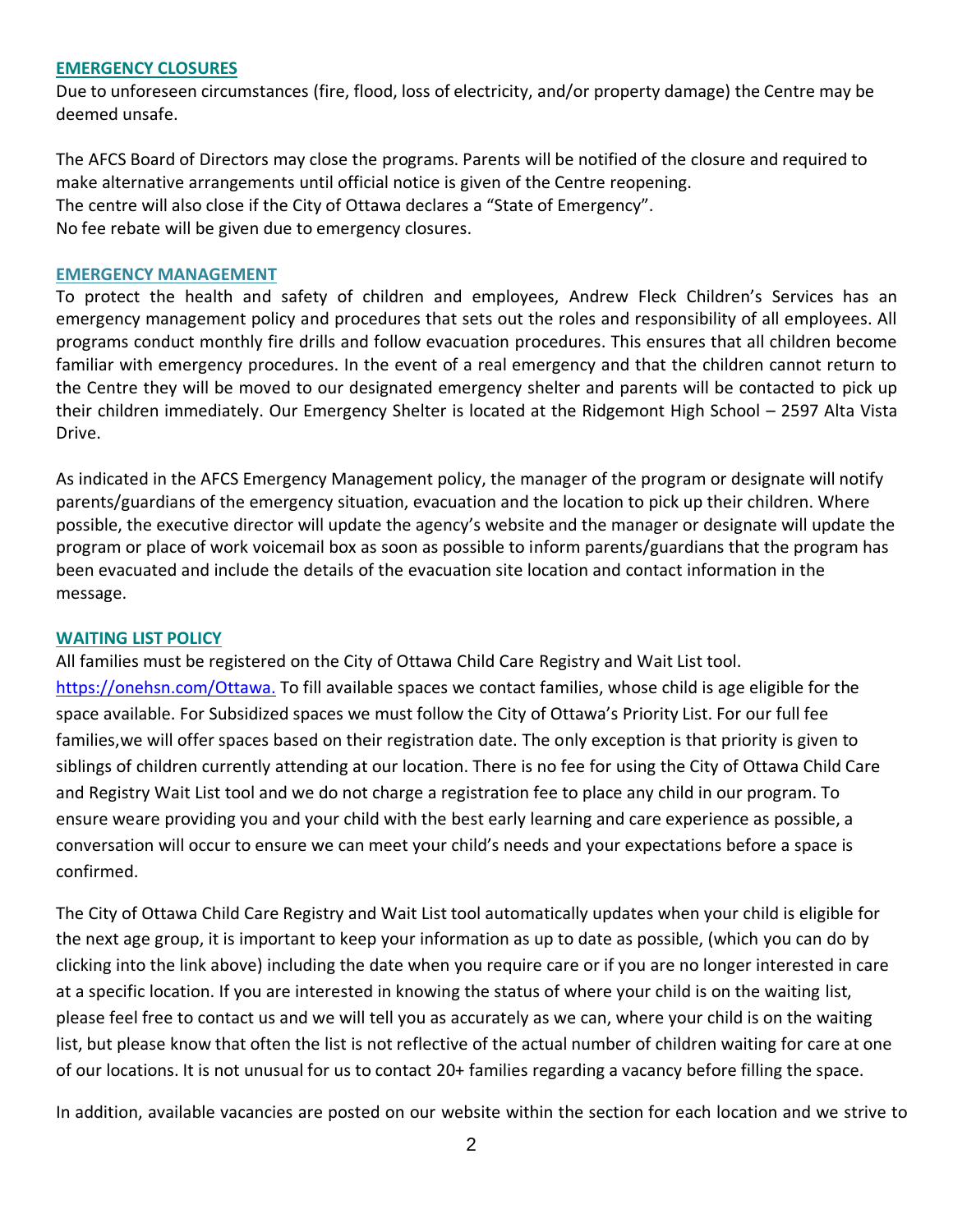## EMERGENCY CLOSURES

Due to unforeseen circumstances (fire, flood, loss of electricity, and/or property damage) the Centre may be deemed unsafe.

The AFCS Board of Directors may close the programs. Parents will be notified of the closure and required to make alternative arrangements until official notice is given of the Centre reopening.
The centre will also close if the City of Ottawa declares a "State of Emergency".
No fee rebate will be given due to emergency closures.

## EMERGENCY MANAGEMENT

To protect the health and safety of children and employees, Andrew Fleck Children's Services has an emergency management policy and procedures that sets out the roles and responsibility of all employees. All programs conduct monthly fire drills and follow evacuation procedures. This ensures that all children become familiar with emergency procedures. In the event of a real emergency and that the children cannot return to the Centre they will be moved to our designated emergency shelter and parents will be contacted to pick up their children immediately. Our Emergency Shelter is located at the Ridgemont High School – 2597 Alta Vista Drive.

As indicated in the AFCS Emergency Management policy, the manager of the program or designate will notify parents/guardians of the emergency situation, evacuation and the location to pick up their children. Where possible, the executive director will update the agency's website and the manager or designate will update the program or place of work voicemail box as soon as possible to inform parents/guardians that the program has been evacuated and include the details of the evacuation site location and contact information in the message.

## WAITING LIST POLICY

All families must be registered on the City of Ottawa Child Care Registry and Wait List tool. [https://onehsn.com/Ottawa.](https://onehsn.com/Ottawa) To fill available spaces we contact families, whose child is age eligible for the space available. For Subsidized spaces we must follow the City of Ottawa's Priority List. For our full fee families,we will offer spaces based on their registration date. The only exception is that priority is given to siblings of children currently attending at our location. There is no fee for using the City of Ottawa Child Care and Registry Wait List tool and we do not charge a registration fee to place any child in our program. To ensure weare providing you and your child with the best early learning and care experience as possible, a conversation will occur to ensure we can meet your child's needs and your expectations before a space is confirmed.

The City of Ottawa Child Care Registry and Wait List tool automatically updates when your child is eligible for the next age group, it is important to keep your information as up to date as possible, (which you can do by clicking into the link above) including the date when you require care or if you are no longer interested in care at a specific location. If you are interested in knowing the status of where your child is on the waiting list, please feel free to contact us and we will tell you as accurately as we can, where your child is on the waiting list, but please know that often the list is not reflective of the actual number of children waiting for care at one of our locations. It is not unusual for us to contact 20+ families regarding a vacancy before filling the space.

In addition, available vacancies are posted on our website within the section for each location and we strive to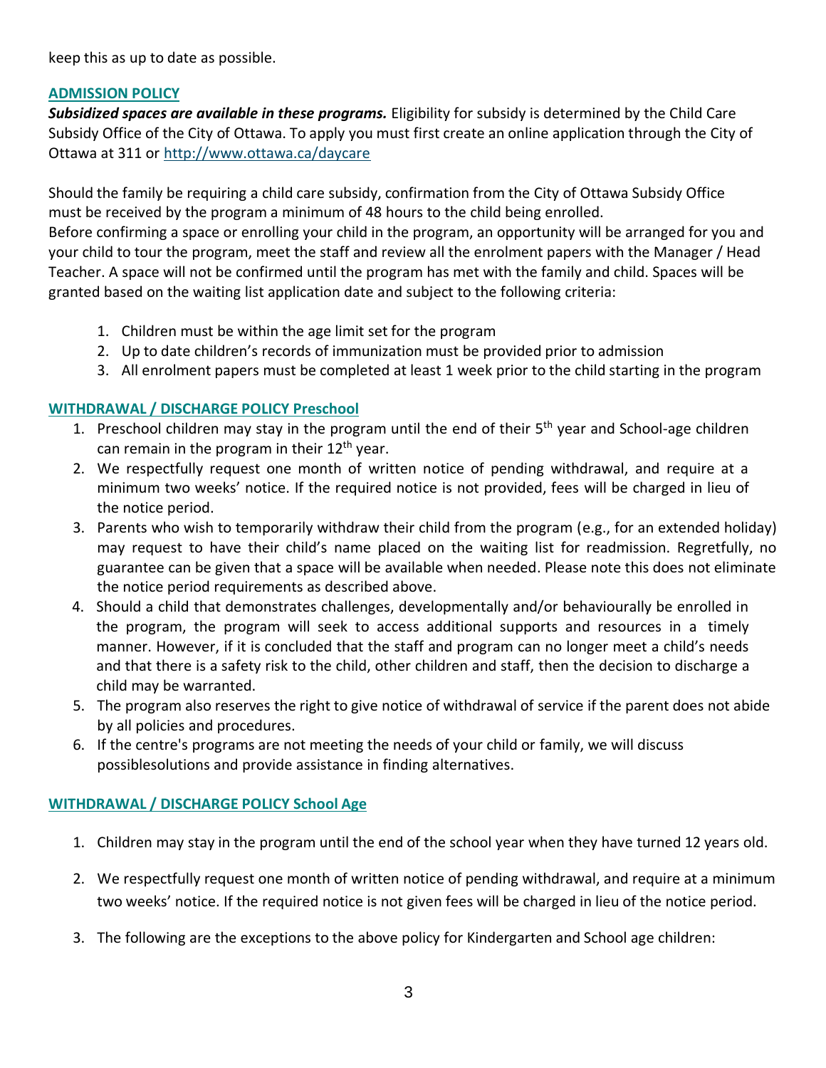keep this as up to date as possible.

## ADMISSION POLICY

***Subsidized spaces are available in these programs.*** Eligibility for subsidy is determined by the Child Care Subsidy Office of the City of Ottawa. To apply you must first create an online application through the City of Ottawa at 311 or http://www.ottawa.ca/daycare

Should the family be requiring a child care subsidy, confirmation from the City of Ottawa Subsidy Office must be received by the program a minimum of 48 hours to the child being enrolled.
Before confirming a space or enrolling your child in the program, an opportunity will be arranged for you and your child to tour the program, meet the staff and review all the enrolment papers with the Manager / Head Teacher. A space will not be confirmed until the program has met with the family and child. Spaces will be granted based on the waiting list application date and subject to the following criteria:

1. Children must be within the age limit set for the program
2. Up to date children's records of immunization must be provided prior to admission
3. All enrolment papers must be completed at least 1 week prior to the child starting in the program

## WITHDRAWAL / DISCHARGE POLICY Preschool

1. Preschool children may stay in the program until the end of their 5th year and School-age children can remain in the program in their 12th year.
2. We respectfully request one month of written notice of pending withdrawal, and require at a minimum two weeks' notice. If the required notice is not provided, fees will be charged in lieu of the notice period.
3. Parents who wish to temporarily withdraw their child from the program (e.g., for an extended holiday) may request to have their child's name placed on the waiting list for readmission. Regretfully, no guarantee can be given that a space will be available when needed. Please note this does not eliminate the notice period requirements as described above.
4. Should a child that demonstrates challenges, developmentally and/or behaviourally be enrolled in the program, the program will seek to access additional supports and resources in a timely manner. However, if it is concluded that the staff and program can no longer meet a child's needs and that there is a safety risk to the child, other children and staff, then the decision to discharge a child may be warranted.
5. The program also reserves the right to give notice of withdrawal of service if the parent does not abide by all policies and procedures.
6. If the centre's programs are not meeting the needs of your child or family, we will discuss possiblesolutions and provide assistance in finding alternatives.

## WITHDRAWAL / DISCHARGE POLICY School Age

1. Children may stay in the program until the end of the school year when they have turned 12 years old.
2. We respectfully request one month of written notice of pending withdrawal, and require at a minimum two weeks' notice. If the required notice is not given fees will be charged in lieu of the notice period.
3. The following are the exceptions to the above policy for Kindergarten and School age children: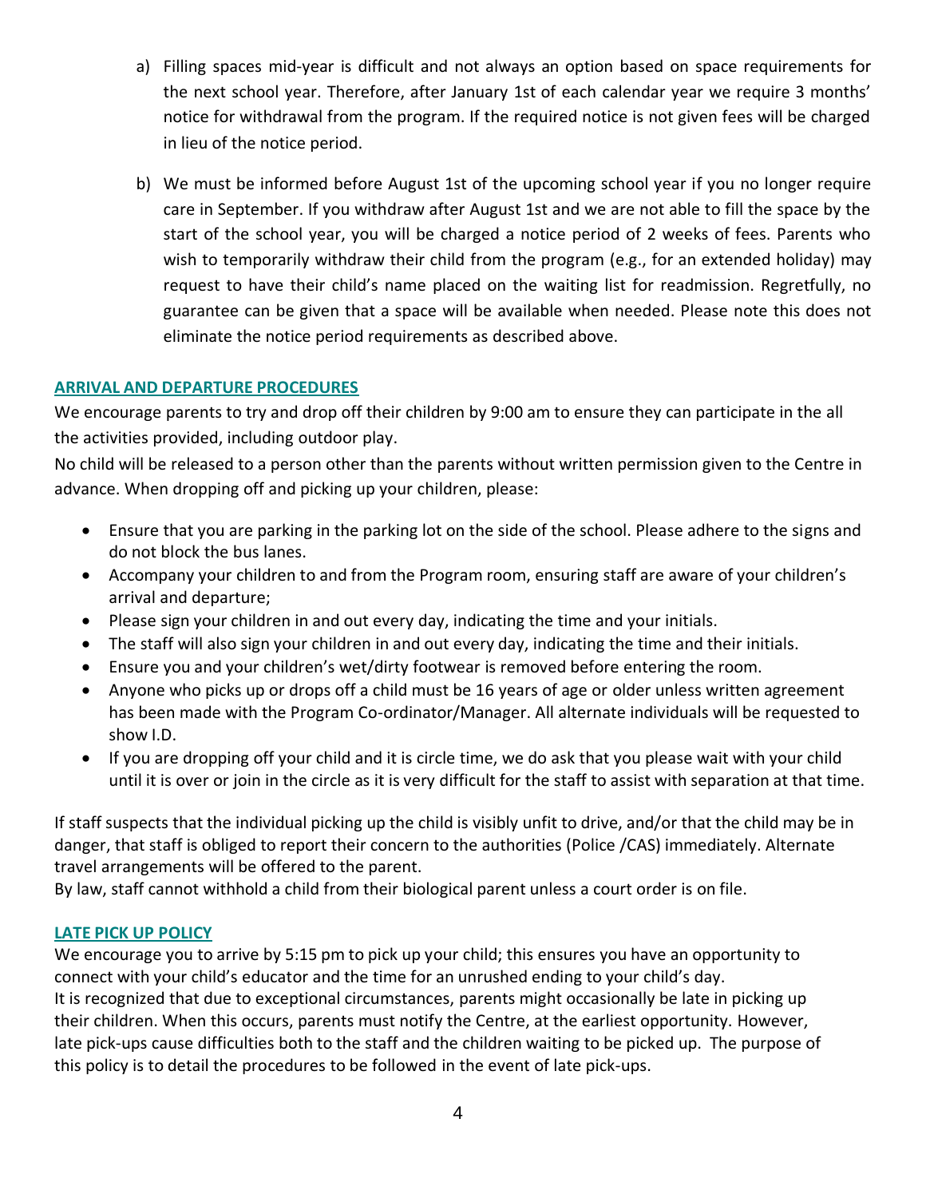a) Filling spaces mid-year is difficult and not always an option based on space requirements for the next school year. Therefore, after January 1st of each calendar year we require 3 months' notice for withdrawal from the program. If the required notice is not given fees will be charged in lieu of the notice period.

b) We must be informed before August 1st of the upcoming school year if you no longer require care in September. If you withdraw after August 1st and we are not able to fill the space by the start of the school year, you will be charged a notice period of 2 weeks of fees. Parents who wish to temporarily withdraw their child from the program (e.g., for an extended holiday) may request to have their child's name placed on the waiting list for readmission. Regretfully, no guarantee can be given that a space will be available when needed. Please note this does not eliminate the notice period requirements as described above.

## ARRIVAL AND DEPARTURE PROCEDURES

We encourage parents to try and drop off their children by 9:00 am to ensure they can participate in the all the activities provided, including outdoor play.

No child will be released to a person other than the parents without written permission given to the Centre in advance. When dropping off and picking up your children, please:

- Ensure that you are parking in the parking lot on the side of the school. Please adhere to the signs and do not block the bus lanes.
- Accompany your children to and from the Program room, ensuring staff are aware of your children's arrival and departure;
- Please sign your children in and out every day, indicating the time and your initials.
- The staff will also sign your children in and out every day, indicating the time and their initials.
- Ensure you and your children's wet/dirty footwear is removed before entering the room.
- Anyone who picks up or drops off a child must be 16 years of age or older unless written agreement has been made with the Program Co-ordinator/Manager. All alternate individuals will be requested to show I.D.
- If you are dropping off your child and it is circle time, we do ask that you please wait with your child until it is over or join in the circle as it is very difficult for the staff to assist with separation at that time.

If staff suspects that the individual picking up the child is visibly unfit to drive, and/or that the child may be in danger, that staff is obliged to report their concern to the authorities (Police /CAS) immediately. Alternate travel arrangements will be offered to the parent.

By law, staff cannot withhold a child from their biological parent unless a court order is on file.

## LATE PICK UP POLICY

We encourage you to arrive by 5:15 pm to pick up your child; this ensures you have an opportunity to connect with your child's educator and the time for an unrushed ending to your child's day.

It is recognized that due to exceptional circumstances, parents might occasionally be late in picking up their children. When this occurs, parents must notify the Centre, at the earliest opportunity. However, late pick-ups cause difficulties both to the staff and the children waiting to be picked up. The purpose of this policy is to detail the procedures to be followed in the event of late pick-ups.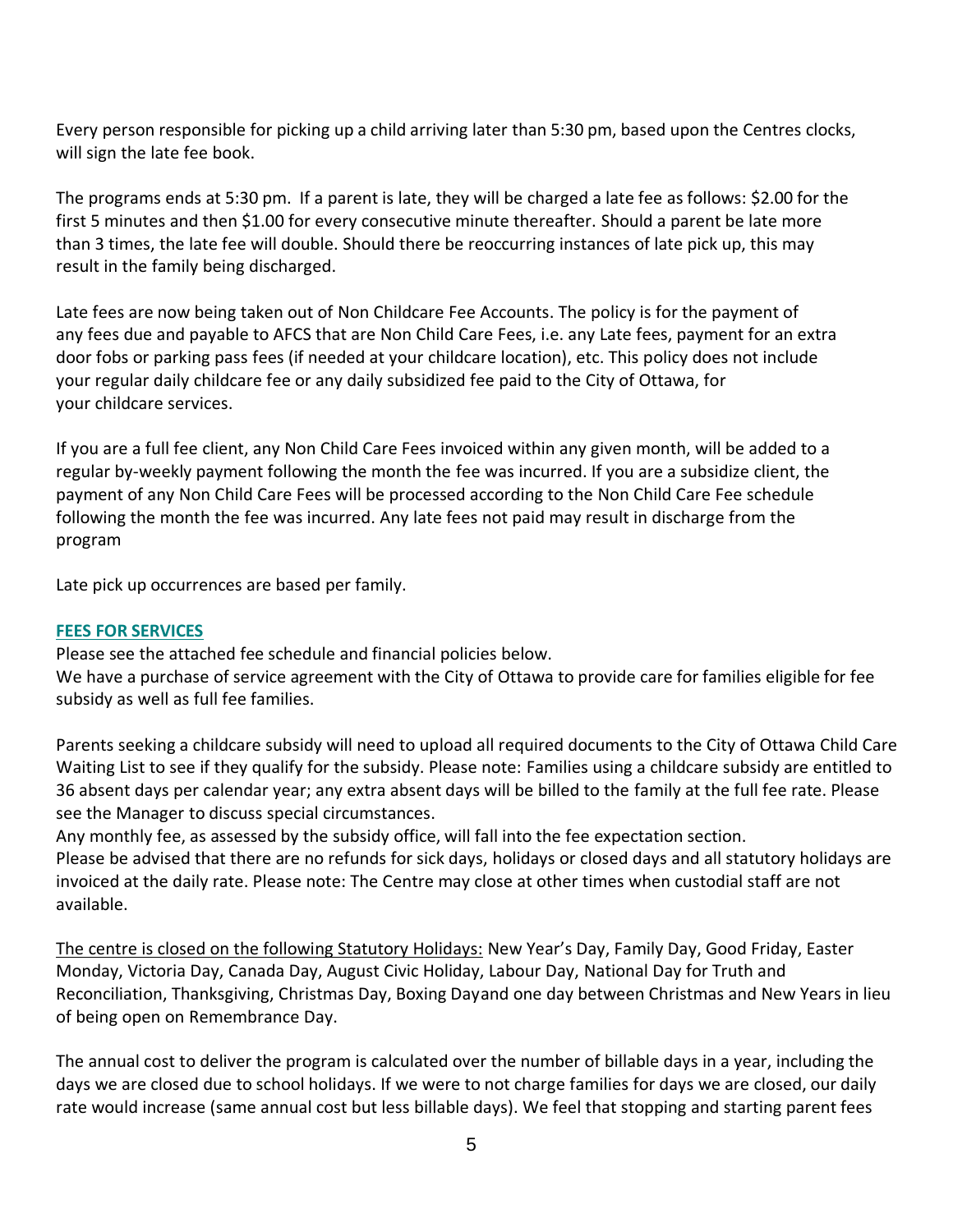Every person responsible for picking up a child arriving later than 5:30 pm, based upon the Centres clocks, will sign the late fee book.

The programs ends at 5:30 pm. If a parent is late, they will be charged a late fee as follows: $2.00 for the first 5 minutes and then $1.00 for every consecutive minute thereafter. Should a parent be late more than 3 times, the late fee will double. Should there be reoccurring instances of late pick up, this may result in the family being discharged.

Late fees are now being taken out of Non Childcare Fee Accounts. The policy is for the payment of any fees due and payable to AFCS that are Non Child Care Fees, i.e. any Late fees, payment for an extra door fobs or parking pass fees (if needed at your childcare location), etc. This policy does not include your regular daily childcare fee or any daily subsidized fee paid to the City of Ottawa, for your childcare services.

If you are a full fee client, any Non Child Care Fees invoiced within any given month, will be added to a regular by-weekly payment following the month the fee was incurred. If you are a subsidize client, the payment of any Non Child Care Fees will be processed according to the Non Child Care Fee schedule following the month the fee was incurred. Any late fees not paid may result in discharge from the program

Late pick up occurrences are based per family.

## FEES FOR SERVICES

Please see the attached fee schedule and financial policies below.
We have a purchase of service agreement with the City of Ottawa to provide care for families eligible for fee subsidy as well as full fee families.

Parents seeking a childcare subsidy will need to upload all required documents to the City of Ottawa Child Care Waiting List to see if they qualify for the subsidy. Please note: Families using a childcare subsidy are entitled to 36 absent days per calendar year; any extra absent days will be billed to the family at the full fee rate. Please see the Manager to discuss special circumstances.
Any monthly fee, as assessed by the subsidy office, will fall into the fee expectation section.
Please be advised that there are no refunds for sick days, holidays or closed days and all statutory holidays are invoiced at the daily rate. Please note: The Centre may close at other times when custodial staff are not available.

The centre is closed on the following Statutory Holidays: New Year's Day, Family Day, Good Friday, Easter Monday, Victoria Day, Canada Day, August Civic Holiday, Labour Day, National Day for Truth and Reconciliation, Thanksgiving, Christmas Day, Boxing Dayand one day between Christmas and New Years in lieu of being open on Remembrance Day.

The annual cost to deliver the program is calculated over the number of billable days in a year, including the days we are closed due to school holidays. If we were to not charge families for days we are closed, our daily rate would increase (same annual cost but less billable days). We feel that stopping and starting parent fees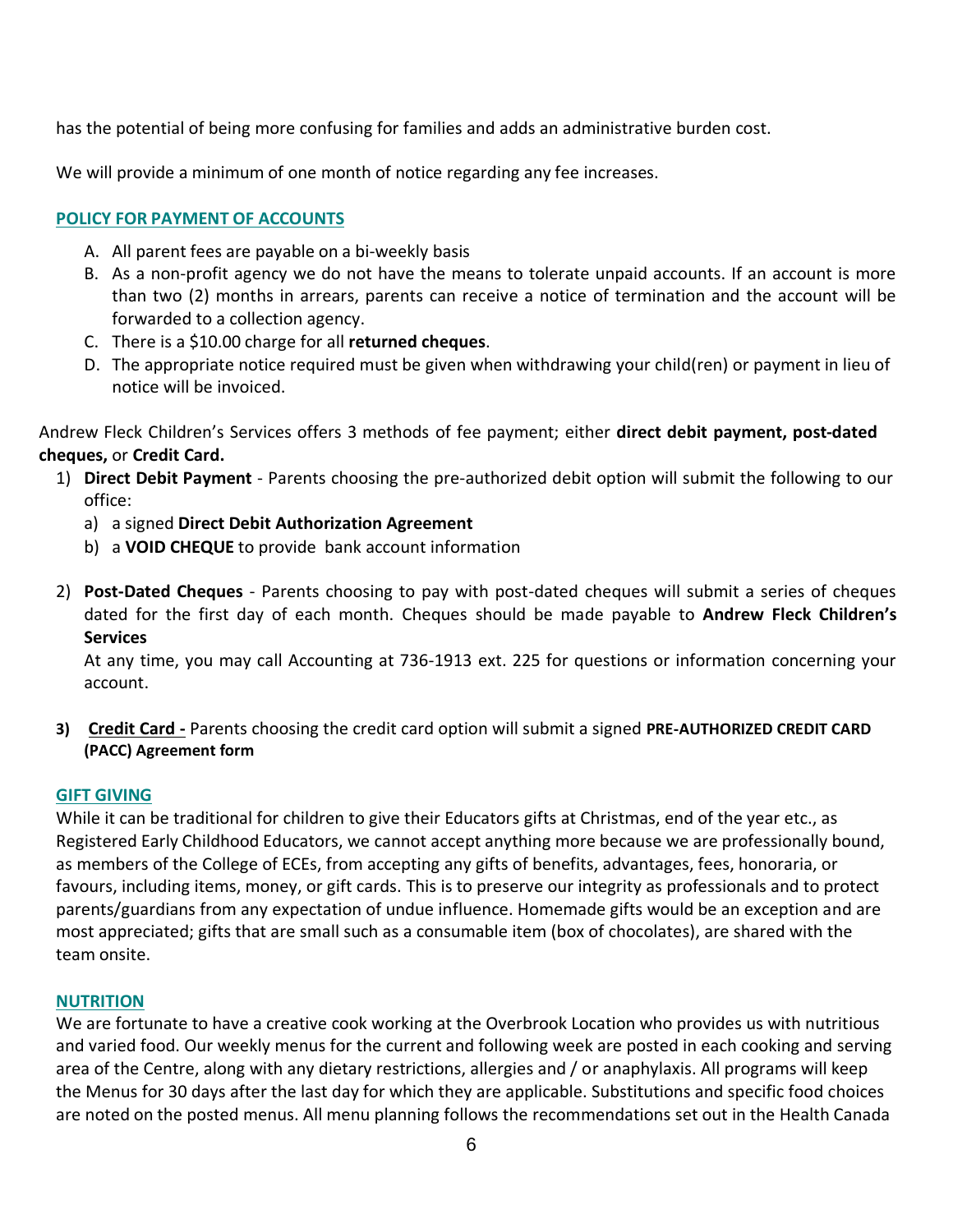has the potential of being more confusing for families and adds an administrative burden cost.

We will provide a minimum of one month of notice regarding any fee increases.

## POLICY FOR PAYMENT OF ACCOUNTS

A. All parent fees are payable on a bi-weekly basis
B. As a non-profit agency we do not have the means to tolerate unpaid accounts. If an account is more than two (2) months in arrears, parents can receive a notice of termination and the account will be forwarded to a collection agency.
C. There is a $10.00 charge for all **returned cheques**.
D. The appropriate notice required must be given when withdrawing your child(ren) or payment in lieu of notice will be invoiced.

Andrew Fleck Children's Services offers 3 methods of fee payment; either **direct debit payment, post-dated cheques,** or **Credit Card.**

1) **Direct Debit Payment** - Parents choosing the pre-authorized debit option will submit the following to our office:
   a) a signed **Direct Debit Authorization Agreement**
   b) a **VOID CHEQUE** to provide bank account information

2) **Post-Dated Cheques** - Parents choosing to pay with post-dated cheques will submit a series of cheques dated for the first day of each month. Cheques should be made payable to **Andrew Fleck Children's Services**

   At any time, you may call Accounting at 736-1913 ext. 225 for questions or information concerning your account.

3) **Credit Card -** Parents choosing the credit card option will submit a signed **PRE-AUTHORIZED CREDIT CARD (PACC) Agreement form**

## GIFT GIVING

While it can be traditional for children to give their Educators gifts at Christmas, end of the year etc., as Registered Early Childhood Educators, we cannot accept anything more because we are professionally bound, as members of the College of ECEs, from accepting any gifts of benefits, advantages, fees, honoraria, or favours, including items, money, or gift cards. This is to preserve our integrity as professionals and to protect parents/guardians from any expectation of undue influence. Homemade gifts would be an exception and are most appreciated; gifts that are small such as a consumable item (box of chocolates), are shared with the team onsite.

## NUTRITION

We are fortunate to have a creative cook working at the Overbrook Location who provides us with nutritious and varied food. Our weekly menus for the current and following week are posted in each cooking and serving area of the Centre, along with any dietary restrictions, allergies and / or anaphylaxis. All programs will keep the Menus for 30 days after the last day for which they are applicable. Substitutions and specific food choices are noted on the posted menus. All menu planning follows the recommendations set out in the Health Canada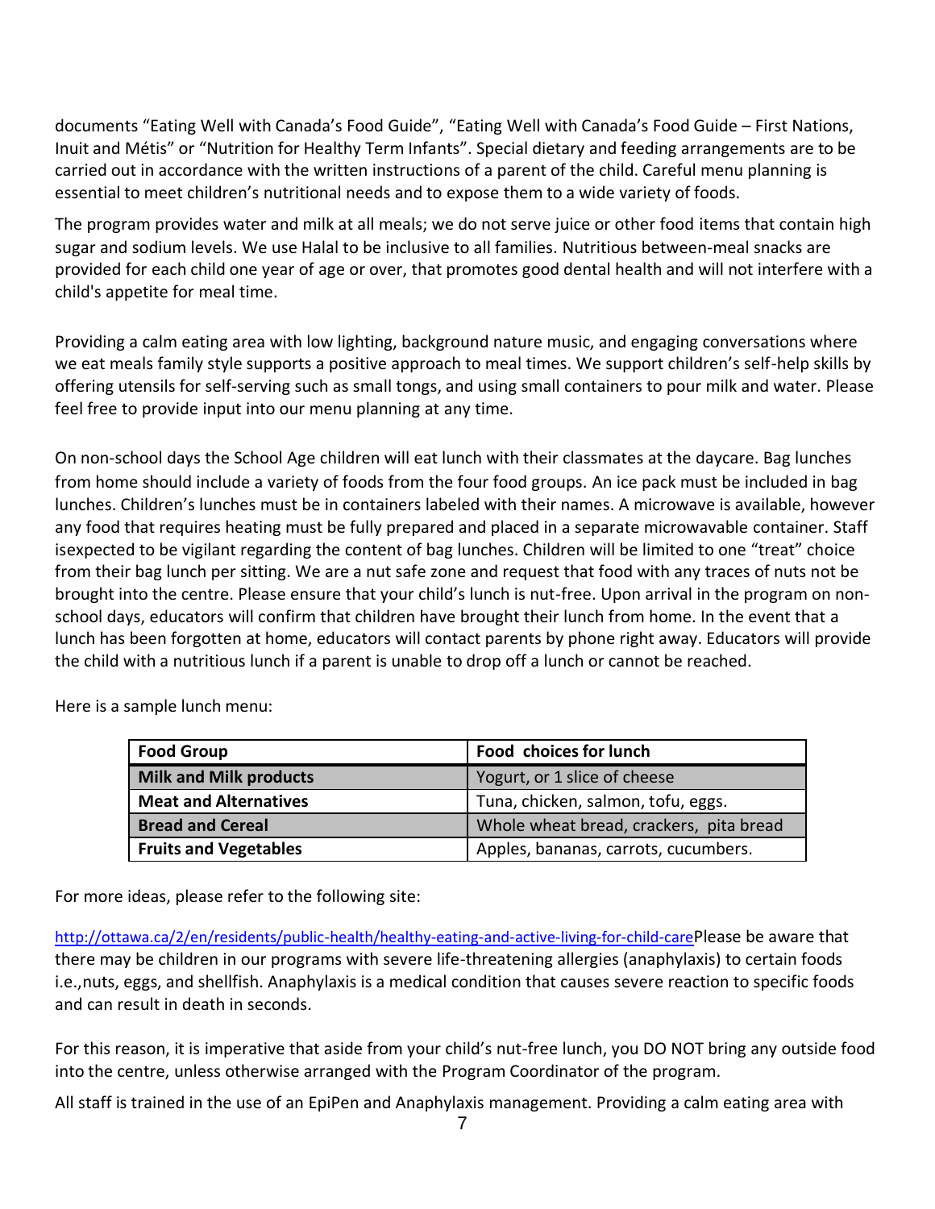documents “Eating Well with Canada’s Food Guide”, “Eating Well with Canada’s Food Guide – First Nations, Inuit and Métis” or “Nutrition for Healthy Term Infants”. Special dietary and feeding arrangements are to be carried out in accordance with the written instructions of a parent of the child. Careful menu planning is essential to meet children’s nutritional needs and to expose them to a wide variety of foods.

The program provides water and milk at all meals; we do not serve juice or other food items that contain high sugar and sodium levels. We use Halal to be inclusive to all families. Nutritious between-meal snacks are provided for each child one year of age or over, that promotes good dental health and will not interfere with a child's appetite for meal time.

Providing a calm eating area with low lighting, background nature music, and engaging conversations where we eat meals family style supports a positive approach to meal times. We support children’s self-help skills by offering utensils for self-serving such as small tongs, and using small containers to pour milk and water. Please feel free to provide input into our menu planning at any time.

On non-school days the School Age children will eat lunch with their classmates at the daycare. Bag lunches from home should include a variety of foods from the four food groups. An ice pack must be included in bag lunches. Children’s lunches must be in containers labeled with their names. A microwave is available, however any food that requires heating must be fully prepared and placed in a separate microwavable container. Staff isexpected to be vigilant regarding the content of bag lunches. Children will be limited to one “treat” choice from their bag lunch per sitting. We are a nut safe zone and request that food with any traces of nuts not be brought into the centre. Please ensure that your child’s lunch is nut-free. Upon arrival in the program on non-school days, educators will confirm that children have brought their lunch from home. In the event that a lunch has been forgotten at home, educators will contact parents by phone right away. Educators will provide the child with a nutritious lunch if a parent is unable to drop off a lunch or cannot be reached.

Here is a sample lunch menu:

| Food Group | Food choices for lunch |
|---|---|
| **Milk and Milk products** | Yogurt, or 1 slice of cheese |
| **Meat and Alternatives** | Tuna, chicken, salmon, tofu, eggs. |
| **Bread and Cereal** | Whole wheat bread, crackers, pita bread |
| **Fruits and Vegetables** | Apples, bananas, carrots, cucumbers. |

For more ideas, please refer to the following site:

http://ottawa.ca/2/en/residents/public-health/healthy-eating-and-active-living-for-child-carePlease be aware that there may be children in our programs with severe life-threatening allergies (anaphylaxis) to certain foods i.e.,nuts, eggs, and shellfish. Anaphylaxis is a medical condition that causes severe reaction to specific foods and can result in death in seconds.

For this reason, it is imperative that aside from your child’s nut-free lunch, you DO NOT bring any outside food into the centre, unless otherwise arranged with the Program Coordinator of the program.

All staff is trained in the use of an EpiPen and Anaphylaxis management. Providing a calm eating area with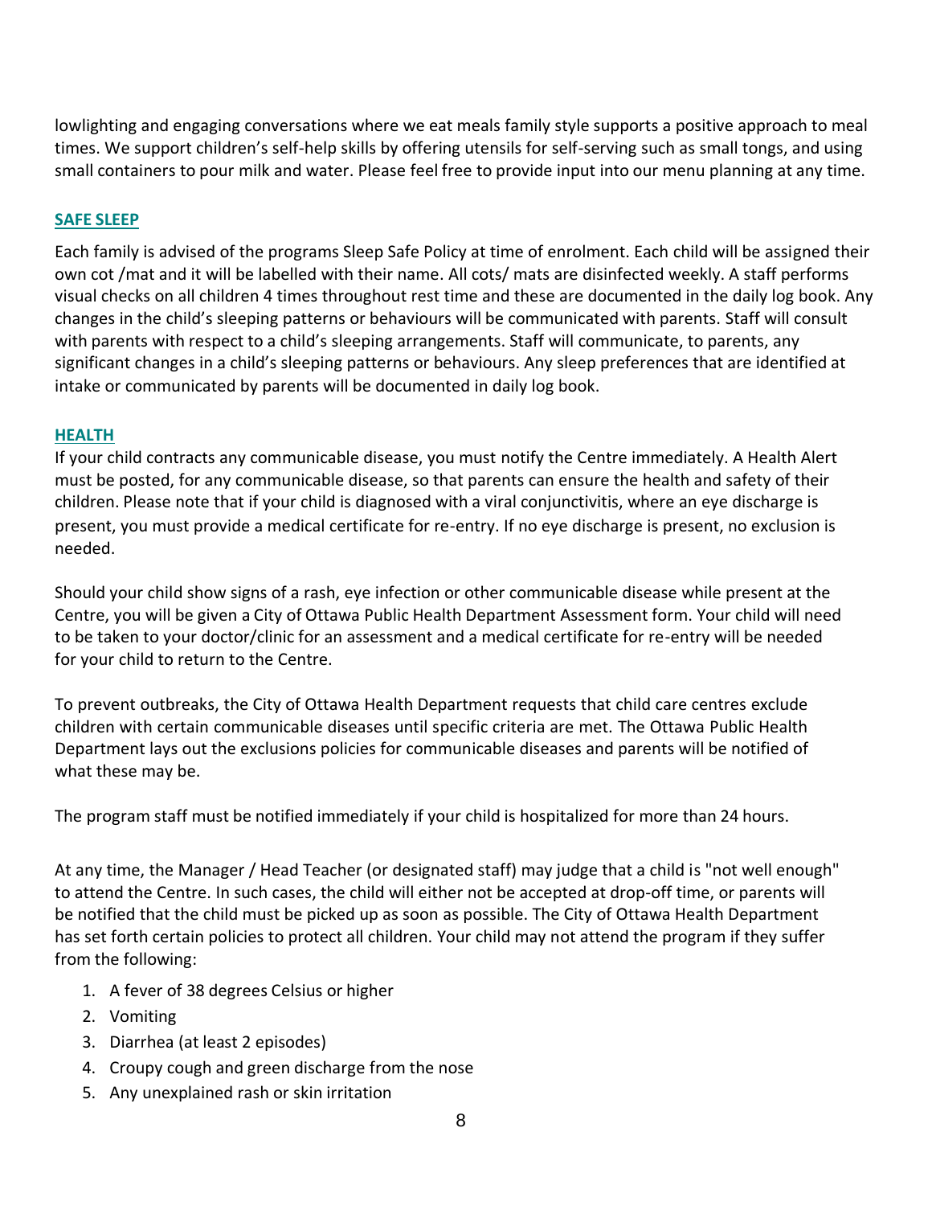lowlighting and engaging conversations where we eat meals family style supports a positive approach to meal times. We support children's self-help skills by offering utensils for self-serving such as small tongs, and using small containers to pour milk and water. Please feel free to provide input into our menu planning at any time.

## SAFE SLEEP

Each family is advised of the programs Sleep Safe Policy at time of enrolment. Each child will be assigned their own cot /mat and it will be labelled with their name. All cots/ mats are disinfected weekly. A staff performs visual checks on all children 4 times throughout rest time and these are documented in the daily log book. Any changes in the child's sleeping patterns or behaviours will be communicated with parents. Staff will consult with parents with respect to a child's sleeping arrangements. Staff will communicate, to parents, any significant changes in a child's sleeping patterns or behaviours. Any sleep preferences that are identified at intake or communicated by parents will be documented in daily log book.

## HEALTH

If your child contracts any communicable disease, you must notify the Centre immediately. A Health Alert must be posted, for any communicable disease, so that parents can ensure the health and safety of their children. Please note that if your child is diagnosed with a viral conjunctivitis, where an eye discharge is present, you must provide a medical certificate for re-entry. If no eye discharge is present, no exclusion is needed.

Should your child show signs of a rash, eye infection or other communicable disease while present at the Centre, you will be given a City of Ottawa Public Health Department Assessment form. Your child will need to be taken to your doctor/clinic for an assessment and a medical certificate for re-entry will be needed for your child to return to the Centre.

To prevent outbreaks, the City of Ottawa Health Department requests that child care centres exclude children with certain communicable diseases until specific criteria are met. The Ottawa Public Health Department lays out the exclusions policies for communicable diseases and parents will be notified of what these may be.

The program staff must be notified immediately if your child is hospitalized for more than 24 hours.

At any time, the Manager / Head Teacher (or designated staff) may judge that a child is "not well enough" to attend the Centre. In such cases, the child will either not be accepted at drop-off time, or parents will be notified that the child must be picked up as soon as possible. The City of Ottawa Health Department has set forth certain policies to protect all children. Your child may not attend the program if they suffer from the following:

1. A fever of 38 degrees Celsius or higher
2. Vomiting
3. Diarrhea (at least 2 episodes)
4. Croupy cough and green discharge from the nose
5. Any unexplained rash or skin irritation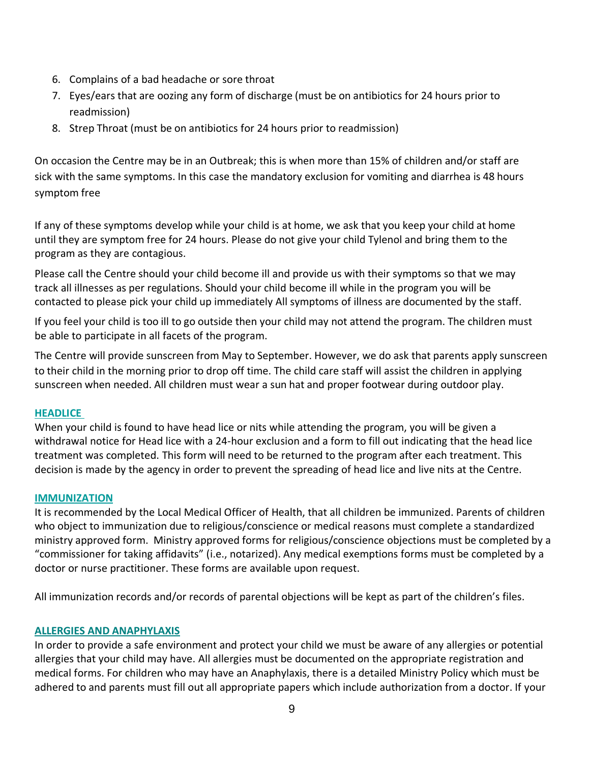6. Complains of a bad headache or sore throat
7. Eyes/ears that are oozing any form of discharge (must be on antibiotics for 24 hours prior to readmission)
8. Strep Throat (must be on antibiotics for 24 hours prior to readmission)

On occasion the Centre may be in an Outbreak; this is when more than 15% of children and/or staff are sick with the same symptoms. In this case the mandatory exclusion for vomiting and diarrhea is 48 hours symptom free

If any of these symptoms develop while your child is at home, we ask that you keep your child at home until they are symptom free for 24 hours. Please do not give your child Tylenol and bring them to the program as they are contagious.

Please call the Centre should your child become ill and provide us with their symptoms so that we may track all illnesses as per regulations. Should your child become ill while in the program you will be contacted to please pick your child up immediately All symptoms of illness are documented by the staff.

If you feel your child is too ill to go outside then your child may not attend the program. The children must be able to participate in all facets of the program.

The Centre will provide sunscreen from May to September. However, we do ask that parents apply sunscreen to their child in the morning prior to drop off time. The child care staff will assist the children in applying sunscreen when needed. All children must wear a sun hat and proper footwear during outdoor play.

## HEADLICE

When your child is found to have head lice or nits while attending the program, you will be given a withdrawal notice for Head lice with a 24-hour exclusion and a form to fill out indicating that the head lice treatment was completed. This form will need to be returned to the program after each treatment. This decision is made by the agency in order to prevent the spreading of head lice and live nits at the Centre.

## IMMUNIZATION

It is recommended by the Local Medical Officer of Health, that all children be immunized. Parents of children who object to immunization due to religious/conscience or medical reasons must complete a standardized ministry approved form. Ministry approved forms for religious/conscience objections must be completed by a "commissioner for taking affidavits" (i.e., notarized). Any medical exemptions forms must be completed by a doctor or nurse practitioner. These forms are available upon request.

All immunization records and/or records of parental objections will be kept as part of the children's files.

## ALLERGIES AND ANAPHYLAXIS

In order to provide a safe environment and protect your child we must be aware of any allergies or potential allergies that your child may have. All allergies must be documented on the appropriate registration and medical forms. For children who may have an Anaphylaxis, there is a detailed Ministry Policy which must be adhered to and parents must fill out all appropriate papers which include authorization from a doctor. If your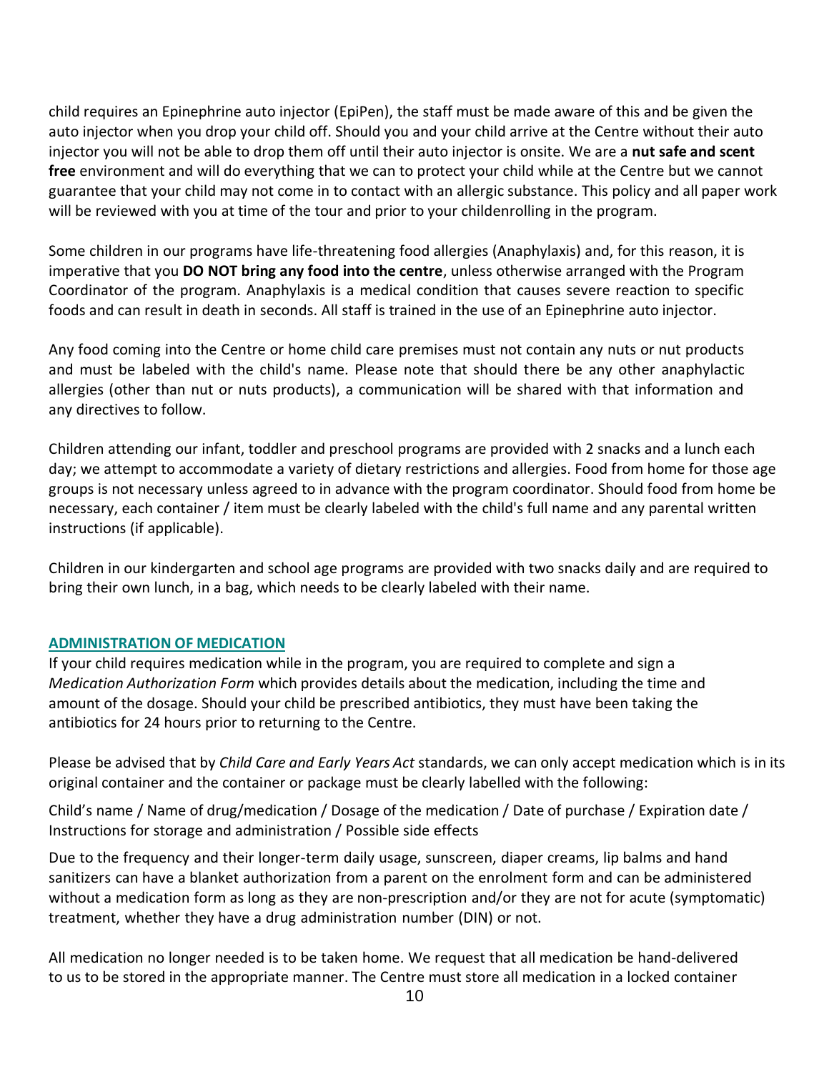child requires an Epinephrine auto injector (EpiPen), the staff must be made aware of this and be given the auto injector when you drop your child off. Should you and your child arrive at the Centre without their auto injector you will not be able to drop them off until their auto injector is onsite. We are a **nut safe and scent free** environment and will do everything that we can to protect your child while at the Centre but we cannot guarantee that your child may not come in to contact with an allergic substance. This policy and all paper work will be reviewed with you at time of the tour and prior to your childenrolling in the program.

Some children in our programs have life-threatening food allergies (Anaphylaxis) and, for this reason, it is imperative that you **DO NOT bring any food into the centre**, unless otherwise arranged with the Program Coordinator of the program. Anaphylaxis is a medical condition that causes severe reaction to specific foods and can result in death in seconds. All staff is trained in the use of an Epinephrine auto injector.

Any food coming into the Centre or home child care premises must not contain any nuts or nut products and must be labeled with the child's name. Please note that should there be any other anaphylactic allergies (other than nut or nuts products), a communication will be shared with that information and any directives to follow.

Children attending our infant, toddler and preschool programs are provided with 2 snacks and a lunch each day; we attempt to accommodate a variety of dietary restrictions and allergies. Food from home for those age groups is not necessary unless agreed to in advance with the program coordinator. Should food from home be necessary, each container / item must be clearly labeled with the child's full name and any parental written instructions (if applicable).

Children in our kindergarten and school age programs are provided with two snacks daily and are required to bring their own lunch, in a bag, which needs to be clearly labeled with their name.

## ADMINISTRATION OF MEDICATION

If your child requires medication while in the program, you are required to complete and sign a *Medication Authorization Form* which provides details about the medication, including the time and amount of the dosage. Should your child be prescribed antibiotics, they must have been taking the antibiotics for 24 hours prior to returning to the Centre.

Please be advised that by *Child Care and Early Years Act* standards, we can only accept medication which is in its original container and the container or package must be clearly labelled with the following:

Child's name / Name of drug/medication / Dosage of the medication / Date of purchase / Expiration date / Instructions for storage and administration / Possible side effects

Due to the frequency and their longer-term daily usage, sunscreen, diaper creams, lip balms and hand sanitizers can have a blanket authorization from a parent on the enrolment form and can be administered without a medication form as long as they are non-prescription and/or they are not for acute (symptomatic) treatment, whether they have a drug administration number (DIN) or not.

All medication no longer needed is to be taken home. We request that all medication be hand-delivered to us to be stored in the appropriate manner. The Centre must store all medication in a locked container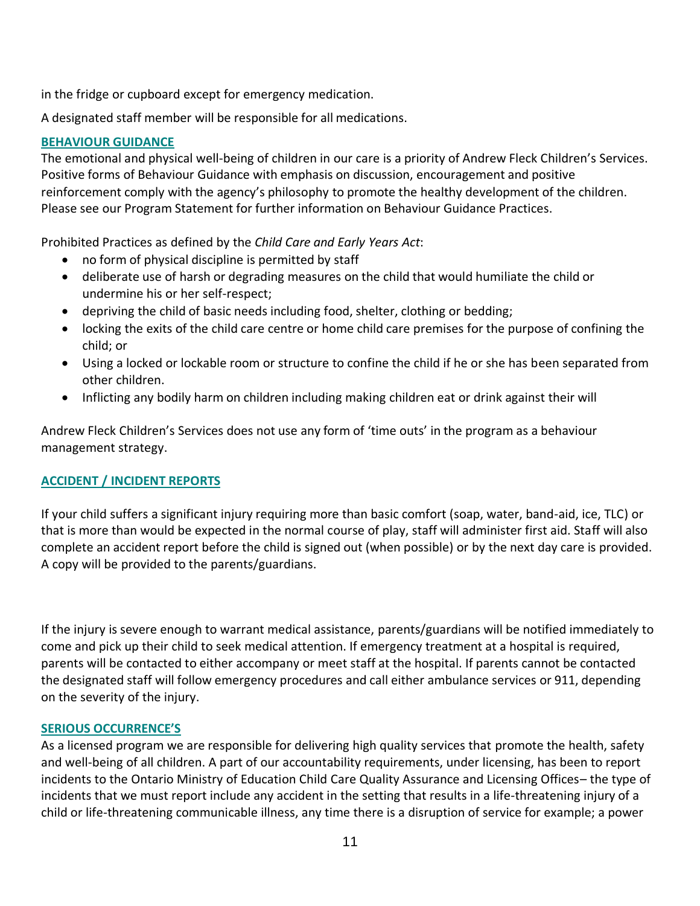in the fridge or cupboard except for emergency medication.

A designated staff member will be responsible for all medications.

## BEHAVIOUR GUIDANCE

The emotional and physical well-being of children in our care is a priority of Andrew Fleck Children's Services. Positive forms of Behaviour Guidance with emphasis on discussion, encouragement and positive reinforcement comply with the agency's philosophy to promote the healthy development of the children. Please see our Program Statement for further information on Behaviour Guidance Practices.

Prohibited Practices as defined by the *Child Care and Early Years Act*:

- no form of physical discipline is permitted by staff
- deliberate use of harsh or degrading measures on the child that would humiliate the child or undermine his or her self-respect;
- depriving the child of basic needs including food, shelter, clothing or bedding;
- locking the exits of the child care centre or home child care premises for the purpose of confining the child; or
- Using a locked or lockable room or structure to confine the child if he or she has been separated from other children.
- Inflicting any bodily harm on children including making children eat or drink against their will

Andrew Fleck Children's Services does not use any form of 'time outs' in the program as a behaviour management strategy.

## ACCIDENT / INCIDENT REPORTS

If your child suffers a significant injury requiring more than basic comfort (soap, water, band-aid, ice, TLC) or that is more than would be expected in the normal course of play, staff will administer first aid. Staff will also complete an accident report before the child is signed out (when possible) or by the next day care is provided. A copy will be provided to the parents/guardians.

If the injury is severe enough to warrant medical assistance, parents/guardians will be notified immediately to come and pick up their child to seek medical attention. If emergency treatment at a hospital is required, parents will be contacted to either accompany or meet staff at the hospital. If parents cannot be contacted the designated staff will follow emergency procedures and call either ambulance services or 911, depending on the severity of the injury.

## SERIOUS OCCURRENCE'S

As a licensed program we are responsible for delivering high quality services that promote the health, safety and well-being of all children. A part of our accountability requirements, under licensing, has been to report incidents to the Ontario Ministry of Education Child Care Quality Assurance and Licensing Offices– the type of incidents that we must report include any accident in the setting that results in a life-threatening injury of a child or life-threatening communicable illness, any time there is a disruption of service for example; a power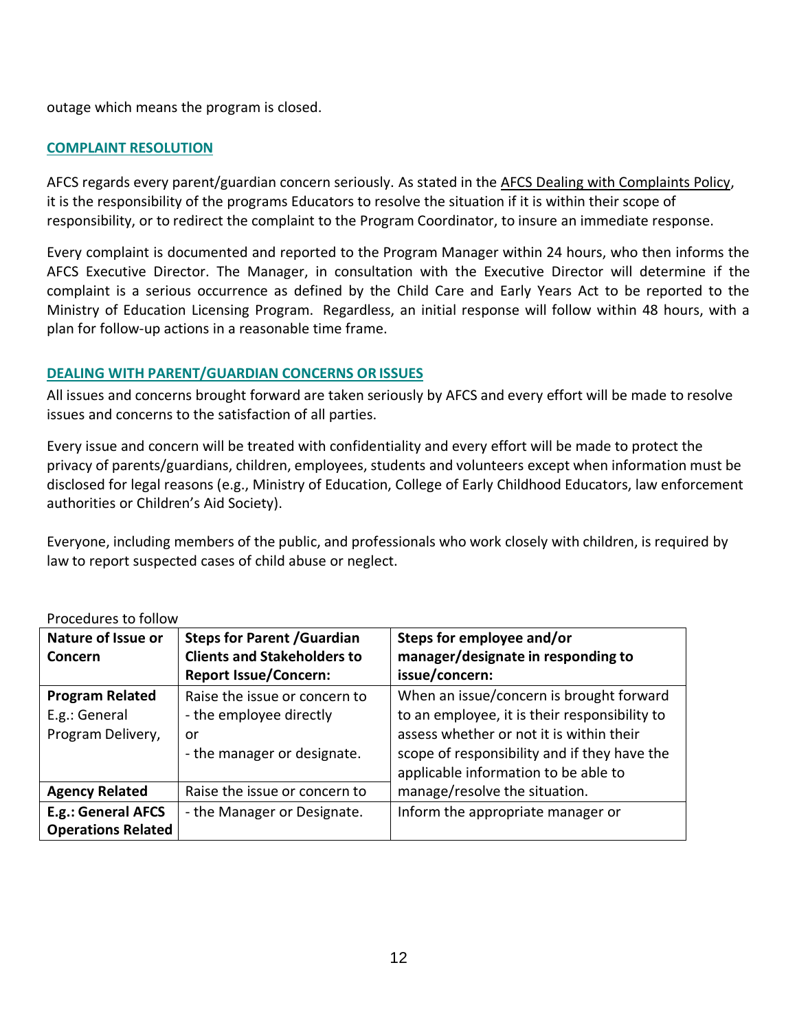outage which means the program is closed.

## COMPLAINT RESOLUTION

AFCS regards every parent/guardian concern seriously. As stated in the AFCS Dealing with Complaints Policy, it is the responsibility of the programs Educators to resolve the situation if it is within their scope of responsibility, or to redirect the complaint to the Program Coordinator, to insure an immediate response.

Every complaint is documented and reported to the Program Manager within 24 hours, who then informs the AFCS Executive Director. The Manager, in consultation with the Executive Director will determine if the complaint is a serious occurrence as defined by the Child Care and Early Years Act to be reported to the Ministry of Education Licensing Program. Regardless, an initial response will follow within 48 hours, with a plan for follow-up actions in a reasonable time frame.

## DEALING WITH PARENT/GUARDIAN CONCERNS OR ISSUES

All issues and concerns brought forward are taken seriously by AFCS and every effort will be made to resolve issues and concerns to the satisfaction of all parties.

Every issue and concern will be treated with confidentiality and every effort will be made to protect the privacy of parents/guardians, children, employees, students and volunteers except when information must be disclosed for legal reasons (e.g., Ministry of Education, College of Early Childhood Educators, law enforcement authorities or Children's Aid Society).

Everyone, including members of the public, and professionals who work closely with children, is required by law to report suspected cases of child abuse or neglect.

Procedures to follow

| Nature of Issue or Concern | Steps for Parent /Guardian Clients and Stakeholders to Report Issue/Concern: | Steps for employee and/or manager/designate in responding to issue/concern: |
|---|---|---|
| **Program Related** E.g.: General Program Delivery, | Raise the issue or concern to - the employee directly or - the manager or designate. | When an issue/concern is brought forward to an employee, it is their responsibility to assess whether or not it is within their scope of responsibility and if they have the applicable information to be able to manage/resolve the situation. |
| **Agency Related** | Raise the issue or concern to | |
| **E.g.: General AFCS Operations Related** | - the Manager or Designate. | Inform the appropriate manager or |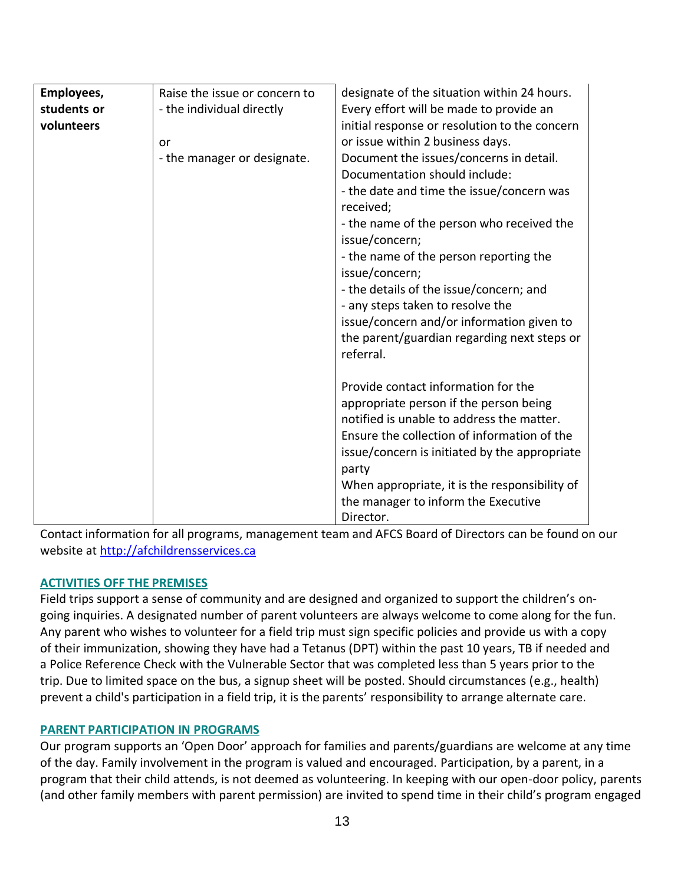| Employees, students or volunteers | Raise the issue or concern to<br>- the individual directly<br><br>or<br>- the manager or designate. | designate of the situation within 24 hours.<br>Every effort will be made to provide an initial response or resolution to the concern or issue within 2 business days.<br>Document the issues/concerns in detail. Documentation should include:<br>- the date and time the issue/concern was received;<br>- the name of the person who received the issue/concern;<br>- the name of the person reporting the issue/concern;<br>- the details of the issue/concern; and<br>- any steps taken to resolve the issue/concern and/or information given to the parent/guardian regarding next steps or referral.<br><br>Provide contact information for the appropriate person if the person being notified is unable to address the matter.<br>Ensure the collection of information of the issue/concern is initiated by the appropriate party<br>When appropriate, it is the responsibility of the manager to inform the Executive Director. |
|---|---|---|

Contact information for all programs, management team and AFCS Board of Directors can be found on our website at http://afchildrensservices.ca

## ACTIVITIES OFF THE PREMISES

Field trips support a sense of community and are designed and organized to support the children's on-going inquiries. A designated number of parent volunteers are always welcome to come along for the fun. Any parent who wishes to volunteer for a field trip must sign specific policies and provide us with a copy of their immunization, showing they have had a Tetanus (DPT) within the past 10 years, TB if needed and a Police Reference Check with the Vulnerable Sector that was completed less than 5 years prior to the trip. Due to limited space on the bus, a signup sheet will be posted. Should circumstances (e.g., health) prevent a child's participation in a field trip, it is the parents' responsibility to arrange alternate care.

## PARENT PARTICIPATION IN PROGRAMS

Our program supports an 'Open Door' approach for families and parents/guardians are welcome at any time of the day. Family involvement in the program is valued and encouraged. Participation, by a parent, in a program that their child attends, is not deemed as volunteering. In keeping with our open-door policy, parents (and other family members with parent permission) are invited to spend time in their child's program engaged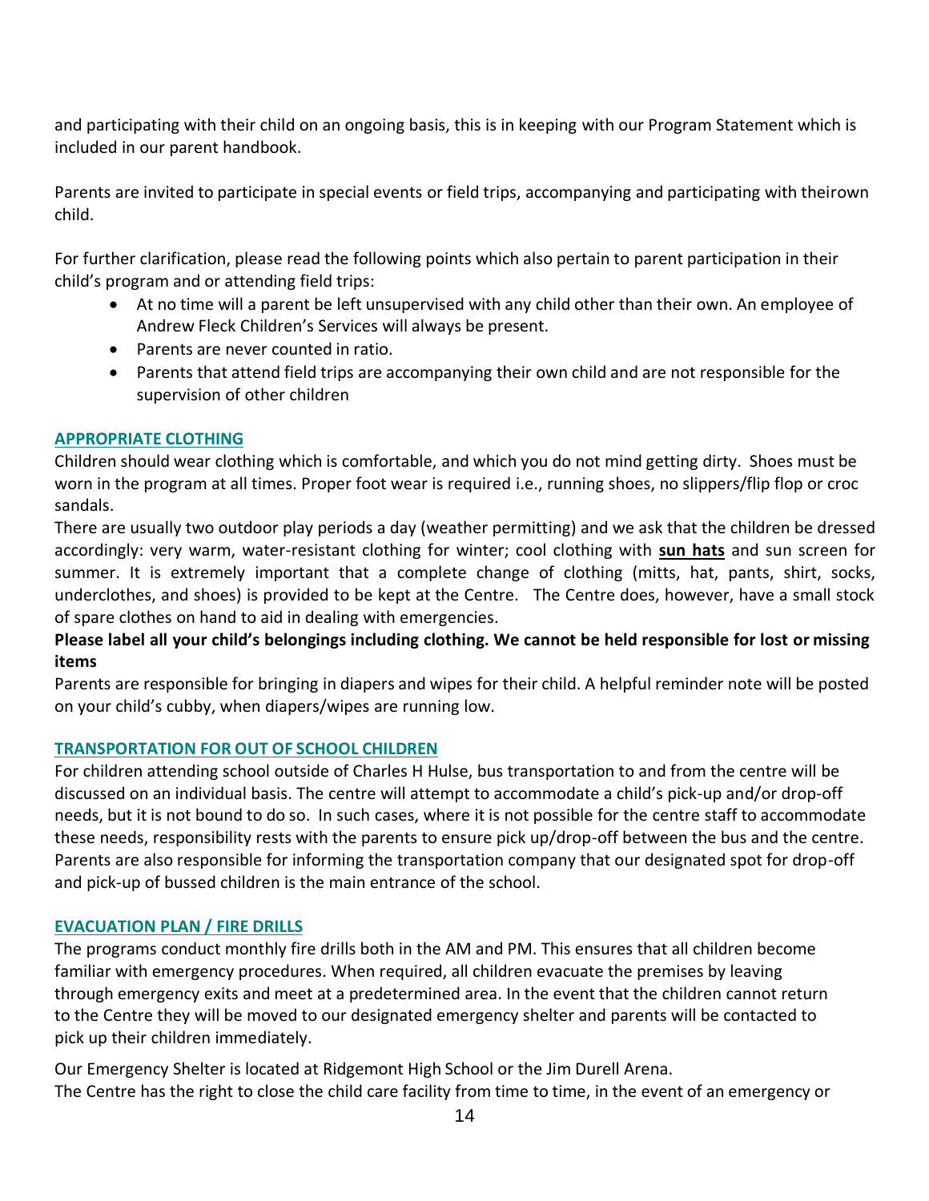and participating with their child on an ongoing basis, this is in keeping with our Program Statement which is included in our parent handbook.

Parents are invited to participate in special events or field trips, accompanying and participating with theirown child.

For further clarification, please read the following points which also pertain to parent participation in their child's program and or attending field trips:

- At no time will a parent be left unsupervised with any child other than their own. An employee of Andrew Fleck Children's Services will always be present.
- Parents are never counted in ratio.
- Parents that attend field trips are accompanying their own child and are not responsible for the supervision of other children

## APPROPRIATE CLOTHING

Children should wear clothing which is comfortable, and which you do not mind getting dirty. Shoes must be worn in the program at all times. Proper foot wear is required i.e., running shoes, no slippers/flip flop or croc sandals.

There are usually two outdoor play periods a day (weather permitting) and we ask that the children be dressed accordingly: very warm, water-resistant clothing for winter; cool clothing with **sun hats** and sun screen for summer. It is extremely important that a complete change of clothing (mitts, hat, pants, shirt, socks, underclothes, and shoes) is provided to be kept at the Centre. The Centre does, however, have a small stock of spare clothes on hand to aid in dealing with emergencies.

**Please label all your child's belongings including clothing. We cannot be held responsible for lost or missing items**

Parents are responsible for bringing in diapers and wipes for their child. A helpful reminder note will be posted on your child's cubby, when diapers/wipes are running low.

## TRANSPORTATION FOR OUT OF SCHOOL CHILDREN

For children attending school outside of Charles H Hulse, bus transportation to and from the centre will be discussed on an individual basis. The centre will attempt to accommodate a child's pick-up and/or drop-off needs, but it is not bound to do so. In such cases, where it is not possible for the centre staff to accommodate these needs, responsibility rests with the parents to ensure pick up/drop-off between the bus and the centre. Parents are also responsible for informing the transportation company that our designated spot for drop-off and pick-up of bussed children is the main entrance of the school.

## EVACUATION PLAN / FIRE DRILLS

The programs conduct monthly fire drills both in the AM and PM. This ensures that all children become familiar with emergency procedures. When required, all children evacuate the premises by leaving through emergency exits and meet at a predetermined area. In the event that the children cannot return to the Centre they will be moved to our designated emergency shelter and parents will be contacted to pick up their children immediately.

Our Emergency Shelter is located at Ridgemont High School or the Jim Durell Arena.

The Centre has the right to close the child care facility from time to time, in the event of an emergency or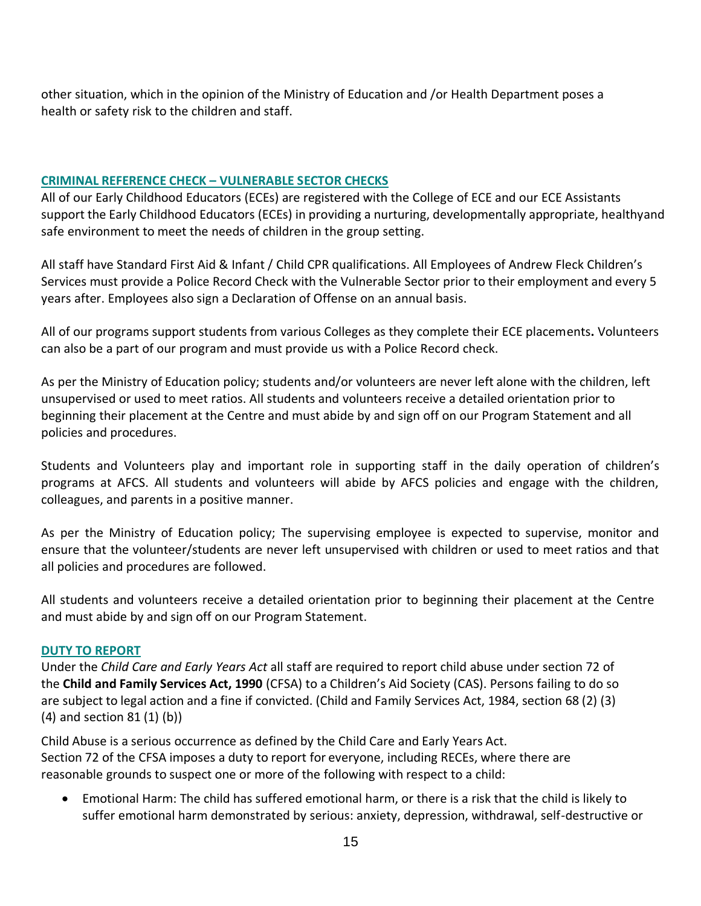other situation, which in the opinion of the Ministry of Education and /or Health Department poses a health or safety risk to the children and staff.

## CRIMINAL REFERENCE CHECK – VULNERABLE SECTOR CHECKS

All of our Early Childhood Educators (ECEs) are registered with the College of ECE and our ECE Assistants support the Early Childhood Educators (ECEs) in providing a nurturing, developmentally appropriate, healthyand safe environment to meet the needs of children in the group setting.

All staff have Standard First Aid & Infant / Child CPR qualifications. All Employees of Andrew Fleck Children's Services must provide a Police Record Check with the Vulnerable Sector prior to their employment and every 5 years after. Employees also sign a Declaration of Offense on an annual basis.

All of our programs support students from various Colleges as they complete their ECE placements**.** Volunteers can also be a part of our program and must provide us with a Police Record check.

As per the Ministry of Education policy; students and/or volunteers are never left alone with the children, left unsupervised or used to meet ratios. All students and volunteers receive a detailed orientation prior to beginning their placement at the Centre and must abide by and sign off on our Program Statement and all policies and procedures.

Students and Volunteers play and important role in supporting staff in the daily operation of children's programs at AFCS. All students and volunteers will abide by AFCS policies and engage with the children, colleagues, and parents in a positive manner.

As per the Ministry of Education policy; The supervising employee is expected to supervise, monitor and ensure that the volunteer/students are never left unsupervised with children or used to meet ratios and that all policies and procedures are followed.

All students and volunteers receive a detailed orientation prior to beginning their placement at the Centre and must abide by and sign off on our Program Statement.

## DUTY TO REPORT

Under the *Child Care and Early Years Act* all staff are required to report child abuse under section 72 of the **Child and Family Services Act, 1990** (CFSA) to a Children's Aid Society (CAS). Persons failing to do so are subject to legal action and a fine if convicted. (Child and Family Services Act, 1984, section 68 (2) (3) (4) and section 81 (1) (b))

Child Abuse is a serious occurrence as defined by the Child Care and Early Years Act.
Section 72 of the CFSA imposes a duty to report for everyone, including RECEs, where there are reasonable grounds to suspect one or more of the following with respect to a child:

- Emotional Harm: The child has suffered emotional harm, or there is a risk that the child is likely to suffer emotional harm demonstrated by serious: anxiety, depression, withdrawal, self-destructive or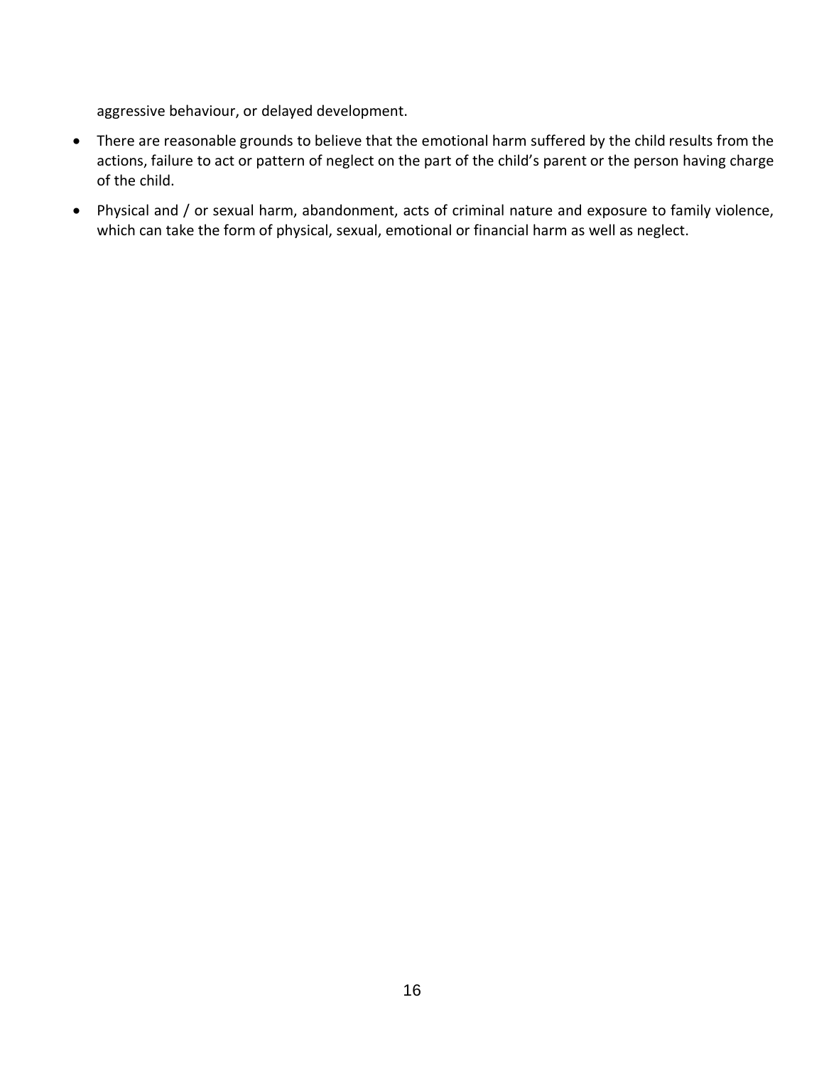aggressive behaviour, or delayed development.

- There are reasonable grounds to believe that the emotional harm suffered by the child results from the actions, failure to act or pattern of neglect on the part of the child's parent or the person having charge of the child.
- Physical and / or sexual harm, abandonment, acts of criminal nature and exposure to family violence, which can take the form of physical, sexual, emotional or financial harm as well as neglect.